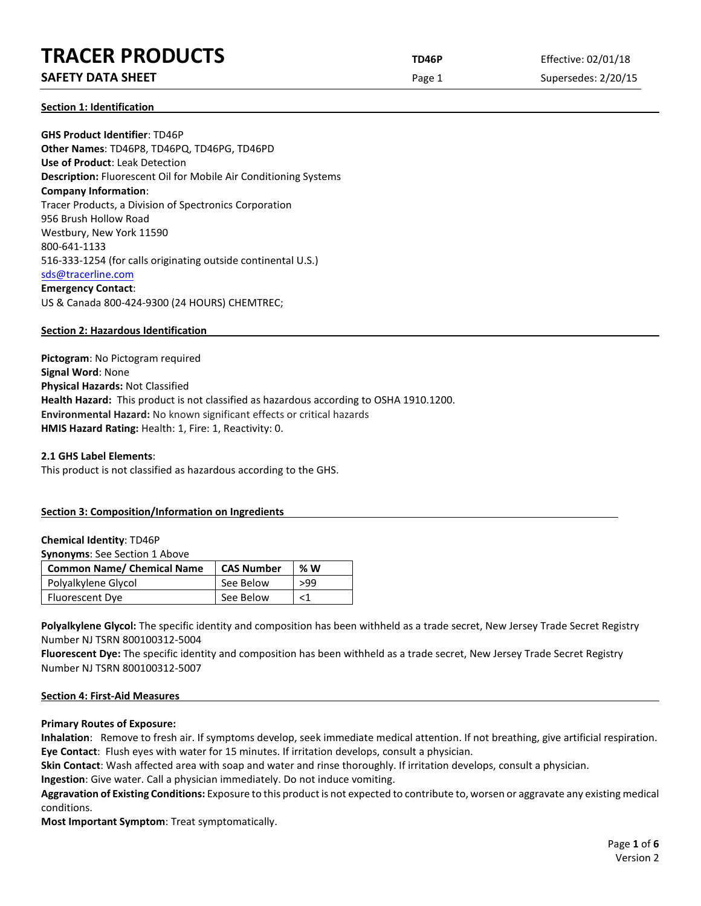# TRACER PRODUCTS

## SAFETY DATA SHEET

**TD46P** Effective: 02/01/18 Supersedes: 2/20/15

### Section 1: Identification

**GHS Product Identifier**: TD46P
**Other Names**: TD46P8, TD46PQ, TD46PG, TD46PD
**Use of Product**: Leak Detection
**Description:** Fluorescent Oil for Mobile Air Conditioning Systems
**Company Information**:
Tracer Products, a Division of Spectronics Corporation
956 Brush Hollow Road
Westbury, New York 11590
800-641-1133
516-333-1254 (for calls originating outside continental U.S.)
sds@tracerline.com
**Emergency Contact**:
US & Canada 800-424-9300 (24 HOURS) CHEMTREC;

### Section 2: Hazardous Identification

**Pictogram**: No Pictogram required
**Signal Word**: None
**Physical Hazards:** Not Classified
**Health Hazard:** This product is not classified as hazardous according to OSHA 1910.1200.
**Environmental Hazard:** No known significant effects or critical hazards
**HMIS Hazard Rating:** Health: 1, Fire: 1, Reactivity: 0.

**2.1 GHS Label Elements**:
This product is not classified as hazardous according to the GHS.

### Section 3: Composition/Information on Ingredients

**Chemical Identity**: TD46P
**Synonyms**: See Section 1 Above

| Common Name/ Chemical Name | CAS Number | % W |
|---|---|---|
| Polyalkylene Glycol | See Below | >99 |
| Fluorescent Dye | See Below | <1 |

**Polyalkylene Glycol:** The specific identity and composition has been withheld as a trade secret, New Jersey Trade Secret Registry Number NJ TSRN 800100312-5004
**Fluorescent Dye:** The specific identity and composition has been withheld as a trade secret, New Jersey Trade Secret Registry Number NJ TSRN 800100312-5007

### Section 4: First-Aid Measures

**Primary Routes of Exposure:**
**Inhalation**: Remove to fresh air. If symptoms develop, seek immediate medical attention. If not breathing, give artificial respiration.
**Eye Contact**: Flush eyes with water for 15 minutes. If irritation develops, consult a physician.
**Skin Contact**: Wash affected area with soap and water and rinse thoroughly. If irritation develops, consult a physician.
**Ingestion**: Give water. Call a physician immediately. Do not induce vomiting.
**Aggravation of Existing Conditions:** Exposure to this product is not expected to contribute to, worsen or aggravate any existing medical conditions.
**Most Important Symptom**: Treat symptomatically.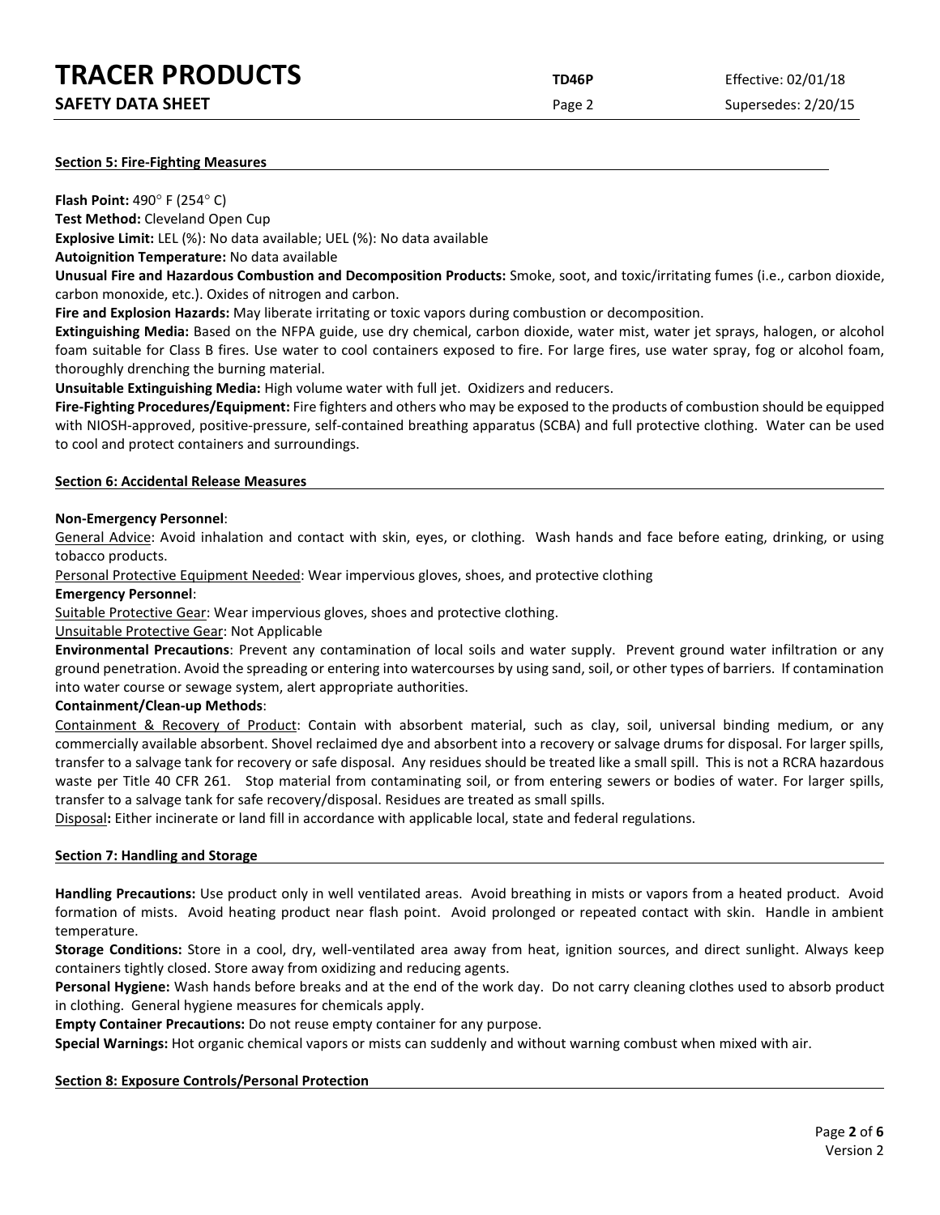## Section 5: Fire-Fighting Measures

**Flash Point:** 490° F (254° C)

**Test Method:** Cleveland Open Cup

**Explosive Limit:** LEL (%): No data available; UEL (%): No data available

**Autoignition Temperature:** No data available

**Unusual Fire and Hazardous Combustion and Decomposition Products:** Smoke, soot, and toxic/irritating fumes (i.e., carbon dioxide, carbon monoxide, etc.). Oxides of nitrogen and carbon.

**Fire and Explosion Hazards:** May liberate irritating or toxic vapors during combustion or decomposition.

**Extinguishing Media:** Based on the NFPA guide, use dry chemical, carbon dioxide, water mist, water jet sprays, halogen, or alcohol foam suitable for Class B fires. Use water to cool containers exposed to fire. For large fires, use water spray, fog or alcohol foam, thoroughly drenching the burning material.

**Unsuitable Extinguishing Media:** High volume water with full jet. Oxidizers and reducers.

**Fire-Fighting Procedures/Equipment:** Fire fighters and others who may be exposed to the products of combustion should be equipped with NIOSH-approved, positive-pressure, self-contained breathing apparatus (SCBA) and full protective clothing. Water can be used to cool and protect containers and surroundings.

## Section 6: Accidental Release Measures

**Non-Emergency Personnel**:

General Advice: Avoid inhalation and contact with skin, eyes, or clothing. Wash hands and face before eating, drinking, or using tobacco products.

Personal Protective Equipment Needed: Wear impervious gloves, shoes, and protective clothing

**Emergency Personnel**:

Suitable Protective Gear: Wear impervious gloves, shoes and protective clothing.

Unsuitable Protective Gear: Not Applicable

**Environmental Precautions**: Prevent any contamination of local soils and water supply. Prevent ground water infiltration or any ground penetration. Avoid the spreading or entering into watercourses by using sand, soil, or other types of barriers. If contamination into water course or sewage system, alert appropriate authorities.

**Containment/Clean-up Methods**:

Containment & Recovery of Product: Contain with absorbent material, such as clay, soil, universal binding medium, or any commercially available absorbent. Shovel reclaimed dye and absorbent into a recovery or salvage drums for disposal. For larger spills, transfer to a salvage tank for recovery or safe disposal. Any residues should be treated like a small spill. This is not a RCRA hazardous waste per Title 40 CFR 261. Stop material from contaminating soil, or from entering sewers or bodies of water. For larger spills, transfer to a salvage tank for safe recovery/disposal. Residues are treated as small spills.

Disposal**:** Either incinerate or land fill in accordance with applicable local, state and federal regulations.

## Section 7: Handling and Storage

**Handling Precautions:** Use product only in well ventilated areas. Avoid breathing in mists or vapors from a heated product. Avoid formation of mists. Avoid heating product near flash point. Avoid prolonged or repeated contact with skin. Handle in ambient temperature.

**Storage Conditions:** Store in a cool, dry, well-ventilated area away from heat, ignition sources, and direct sunlight. Always keep containers tightly closed. Store away from oxidizing and reducing agents.

**Personal Hygiene:** Wash hands before breaks and at the end of the work day. Do not carry cleaning clothes used to absorb product in clothing. General hygiene measures for chemicals apply.

**Empty Container Precautions:** Do not reuse empty container for any purpose.

**Special Warnings:** Hot organic chemical vapors or mists can suddenly and without warning combust when mixed with air.

## Section 8: Exposure Controls/Personal Protection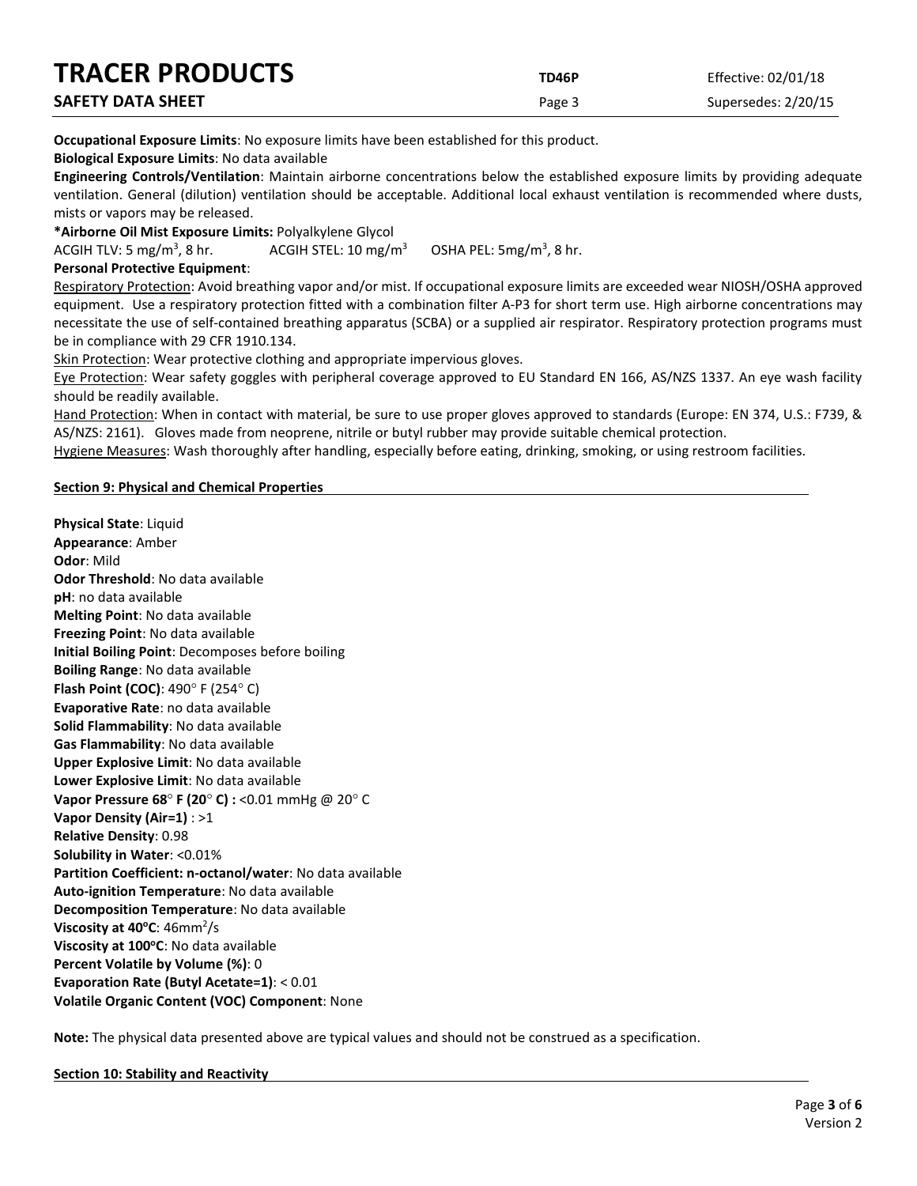**Occupational Exposure Limits**: No exposure limits have been established for this product.

**Biological Exposure Limits**: No data available

**Engineering Controls/Ventilation**: Maintain airborne concentrations below the established exposure limits by providing adequate ventilation. General (dilution) ventilation should be acceptable. Additional local exhaust ventilation is recommended where dusts, mists or vapors may be released.

***Airborne Oil Mist Exposure Limits:** Polyalkylene Glycol

ACGIH TLV: 5 mg/m$^3$, 8 hr. ACGIH STEL: 10 mg/m$^3$ OSHA PEL: 5mg/m$^3$, 8 hr.

**Personal Protective Equipment**:

Respiratory Protection: Avoid breathing vapor and/or mist. If occupational exposure limits are exceeded wear NIOSH/OSHA approved equipment. Use a respiratory protection fitted with a combination filter A-P3 for short term use. High airborne concentrations may necessitate the use of self-contained breathing apparatus (SCBA) or a supplied air respirator. Respiratory protection programs must be in compliance with 29 CFR 1910.134.

Skin Protection: Wear protective clothing and appropriate impervious gloves.

Eye Protection: Wear safety goggles with peripheral coverage approved to EU Standard EN 166, AS/NZS 1337. An eye wash facility should be readily available.

Hand Protection: When in contact with material, be sure to use proper gloves approved to standards (Europe: EN 374, U.S.: F739, & AS/NZS: 2161). Gloves made from neoprene, nitrile or butyl rubber may provide suitable chemical protection.

Hygiene Measures: Wash thoroughly after handling, especially before eating, drinking, smoking, or using restroom facilities.

## Section 9: Physical and Chemical Properties

**Physical State**: Liquid
**Appearance**: Amber
**Odor**: Mild
**Odor Threshold**: No data available
**pH**: no data available
**Melting Point**: No data available
**Freezing Point**: No data available
**Initial Boiling Point**: Decomposes before boiling
**Boiling Range**: No data available
**Flash Point (COC)**: 490° F (254° C)
**Evaporative Rate**: no data available
**Solid Flammability**: No data available
**Gas Flammability**: No data available
**Upper Explosive Limit**: No data available
**Lower Explosive Limit**: No data available
**Vapor Pressure 68° F (20° C) :** <0.01 mmHg @ 20° C
**Vapor Density (Air=1)** : >1
**Relative Density**: 0.98
**Solubility in Water**: <0.01%
**Partition Coefficient: n-octanol/water**: No data available
**Auto-ignition Temperature**: No data available
**Decomposition Temperature**: No data available
**Viscosity at 40°C**: 46mm$^2$/s
**Viscosity at 100°C**: No data available
**Percent Volatile by Volume (%)**: 0
**Evaporation Rate (Butyl Acetate=1)**: < 0.01
**Volatile Organic Content (VOC) Component**: None

**Note:** The physical data presented above are typical values and should not be construed as a specification.

## Section 10: Stability and Reactivity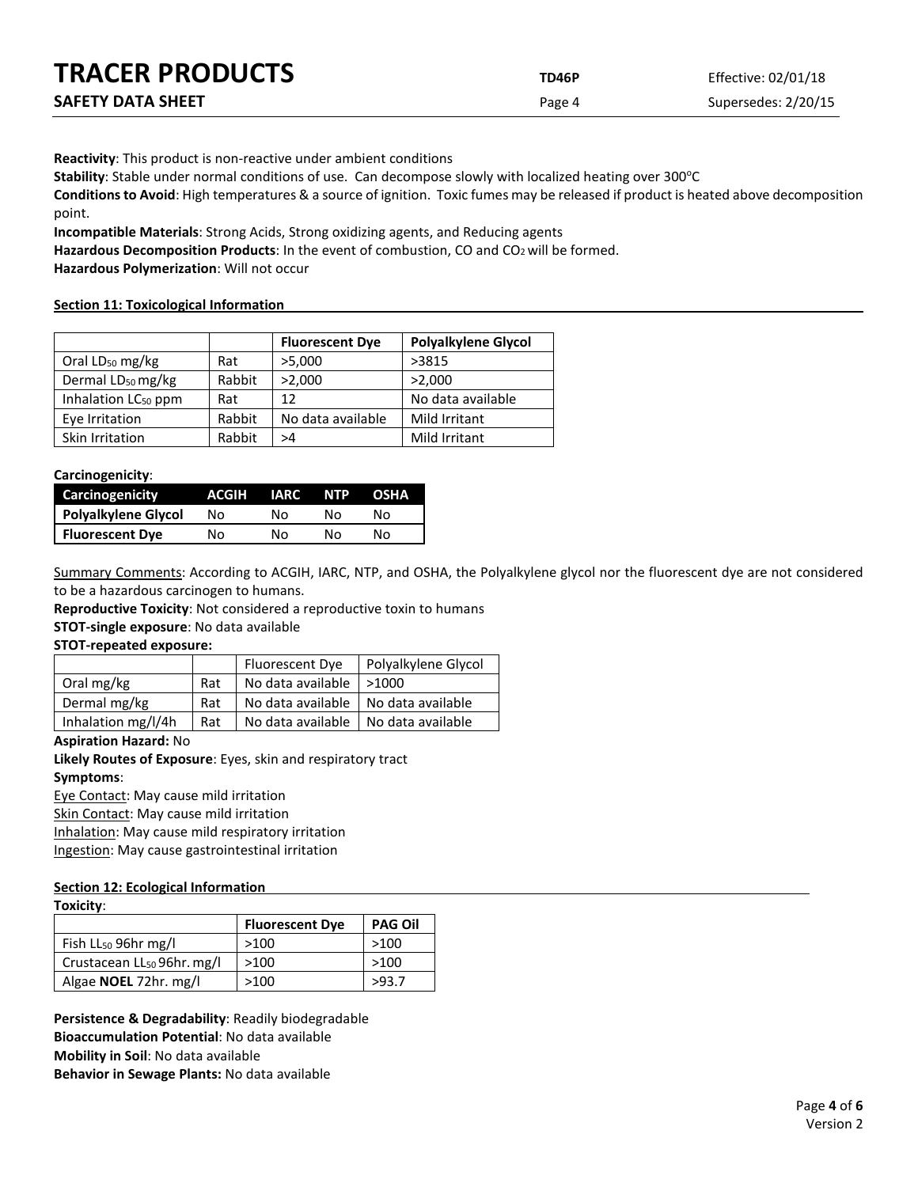**Reactivity**: This product is non-reactive under ambient conditions

**Stability**: Stable under normal conditions of use. Can decompose slowly with localized heating over 300°C

**Conditions to Avoid**: High temperatures & a source of ignition. Toxic fumes may be released if product is heated above decomposition point.

**Incompatible Materials**: Strong Acids, Strong oxidizing agents, and Reducing agents

**Hazardous Decomposition Products**: In the event of combustion, CO and $CO_2$ will be formed.

**Hazardous Polymerization**: Will not occur

## Section 11: Toxicological Information

| | | Fluorescent Dye | Polyalkylene Glycol |
|---|---|---|---|
| Oral $LD_{50}$ mg/kg | Rat | >5,000 | >3815 |
| Dermal $LD_{50}$ mg/kg | Rabbit | >2,000 | >2,000 |
| Inhalation $LC_{50}$ ppm | Rat | 12 | No data available |
| Eye Irritation | Rabbit | No data available | Mild Irritant |
| Skin Irritation | Rabbit | >4 | Mild Irritant |

**Carcinogenicity**:

| Carcinogenicity | ACGIH | IARC | NTP | OSHA |
|---|---|---|---|---|
| **Polyalkylene Glycol** | No | No | No | No |
| **Fluorescent Dye** | No | No | No | No |

Summary Comments: According to ACGIH, IARC, NTP, and OSHA, the Polyalkylene glycol nor the fluorescent dye are not considered to be a hazardous carcinogen to humans.

**Reproductive Toxicity**: Not considered a reproductive toxin to humans

**STOT-single exposure**: No data available

**STOT-repeated exposure:**

| | | Fluorescent Dye | Polyalkylene Glycol |
|---|---|---|---|
| Oral mg/kg | Rat | No data available | >1000 |
| Dermal mg/kg | Rat | No data available | No data available |
| Inhalation mg/l/4h | Rat | No data available | No data available |

**Aspiration Hazard:** No

**Likely Routes of Exposure**: Eyes, skin and respiratory tract

**Symptoms**:

Eye Contact: May cause mild irritation

Skin Contact: May cause mild irritation

Inhalation: May cause mild respiratory irritation

Ingestion: May cause gastrointestinal irritation

## Section 12: Ecological Information

**Toxicity**:

| | Fluorescent Dye | PAG Oil |
|---|---|---|
| Fish $LL_{50}$ 96hr mg/l | >100 | >100 |
| Crustacean $LL_{50}$ 96hr. mg/l | >100 | >100 |
| Algae **NOEL** 72hr. mg/l | >100 | >93.7 |

**Persistence & Degradability**: Readily biodegradable

**Bioaccumulation Potential**: No data available

**Mobility in Soil**: No data available

**Behavior in Sewage Plants:** No data available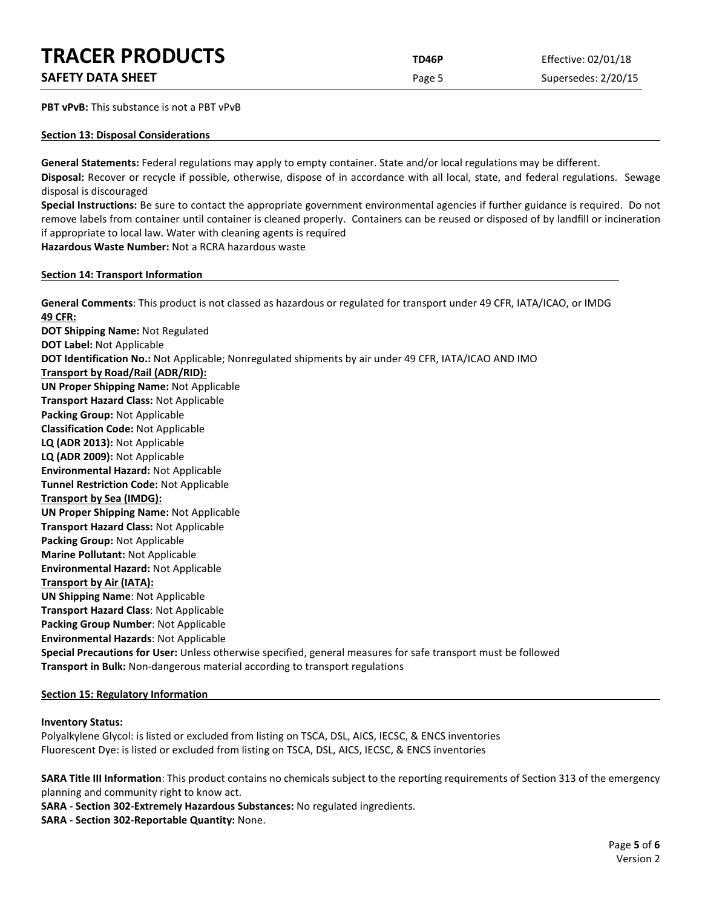**PBT vPvB:** This substance is not a PBT vPvB

## Section 13: Disposal Considerations

**General Statements:** Federal regulations may apply to empty container. State and/or local regulations may be different.

**Disposal:** Recover or recycle if possible, otherwise, dispose of in accordance with all local, state, and federal regulations. Sewage disposal is discouraged

**Special Instructions:** Be sure to contact the appropriate government environmental agencies if further guidance is required. Do not remove labels from container until container is cleaned properly. Containers can be reused or disposed of by landfill or incineration if appropriate to local law. Water with cleaning agents is required

**Hazardous Waste Number:** Not a RCRA hazardous waste

## Section 14: Transport Information

**General Comments**: This product is not classed as hazardous or regulated for transport under 49 CFR, IATA/ICAO, or IMDG

**49 CFR:**

**DOT Shipping Name:** Not Regulated
**DOT Label:** Not Applicable
**DOT Identification No.:** Not Applicable; Nonregulated shipments by air under 49 CFR, IATA/ICAO AND IMO

**Transport by Road/Rail (ADR/RID):**

**UN Proper Shipping Name:** Not Applicable
**Transport Hazard Class:** Not Applicable
**Packing Group:** Not Applicable
**Classification Code:** Not Applicable
**LQ (ADR 2013):** Not Applicable
**LQ (ADR 2009):** Not Applicable
**Environmental Hazard:** Not Applicable
**Tunnel Restriction Code:** Not Applicable

**Transport by Sea (IMDG):**

**UN Proper Shipping Name:** Not Applicable
**Transport Hazard Class:** Not Applicable
**Packing Group:** Not Applicable
**Marine Pollutant:** Not Applicable
**Environmental Hazard:** Not Applicable

**Transport by Air (IATA):**

**UN Shipping Name**: Not Applicable
**Transport Hazard Class**: Not Applicable
**Packing Group Number**: Not Applicable
**Environmental Hazards**: Not Applicable
**Special Precautions for User:** Unless otherwise specified, general measures for safe transport must be followed
**Transport in Bulk:** Non-dangerous material according to transport regulations

## Section 15: Regulatory Information

**Inventory Status:**

Polyalkylene Glycol: is listed or excluded from listing on TSCA, DSL, AICS, IECSC, & ENCS inventories
Fluorescent Dye: is listed or excluded from listing on TSCA, DSL, AICS, IECSC, & ENCS inventories

**SARA Title III Information**: This product contains no chemicals subject to the reporting requirements of Section 313 of the emergency planning and community right to know act.

**SARA - Section 302-Extremely Hazardous Substances:** No regulated ingredients.
**SARA - Section 302-Reportable Quantity:** None.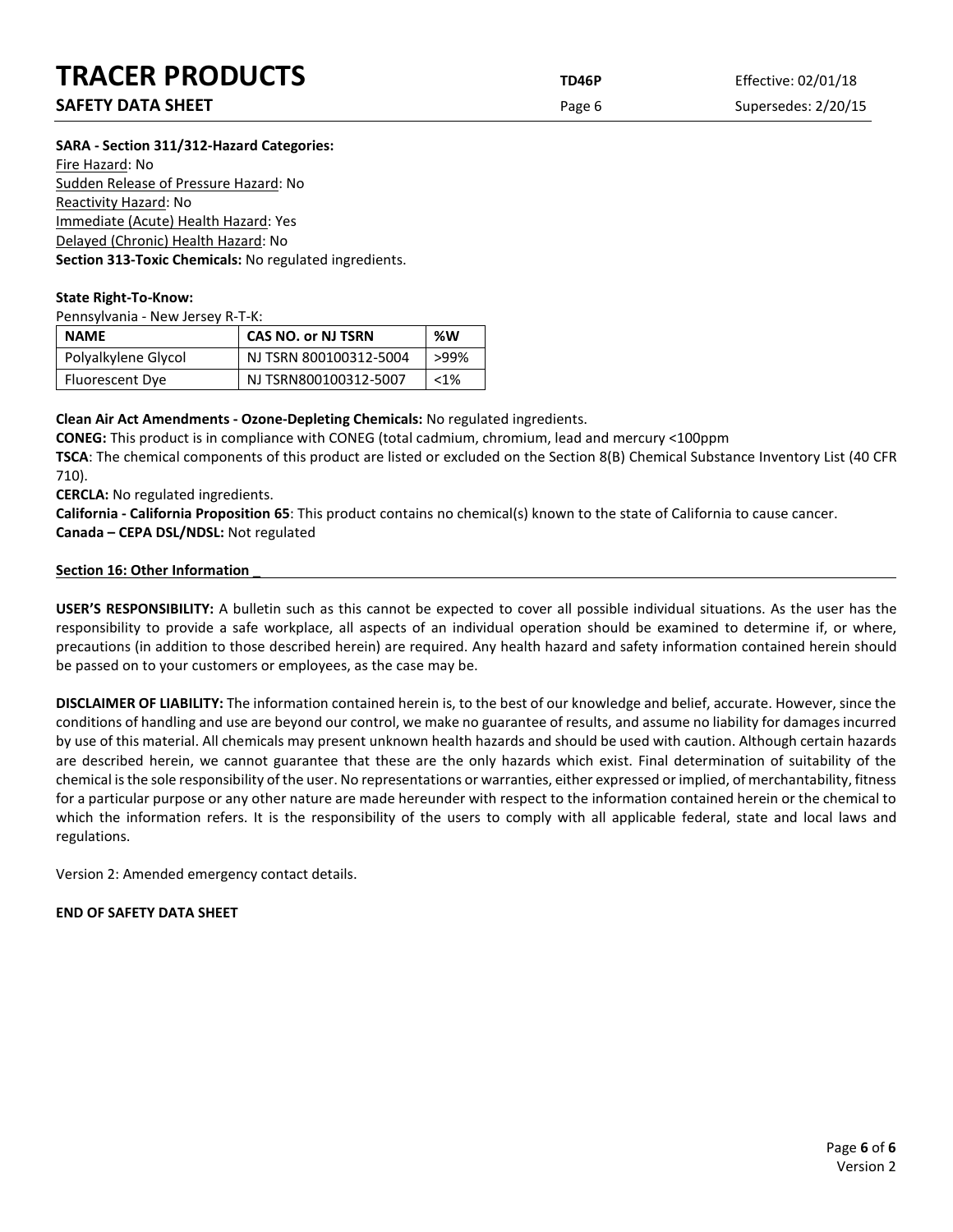**SARA - Section 311/312-Hazard Categories:**
Fire Hazard: No
Sudden Release of Pressure Hazard: No
Reactivity Hazard: No
Immediate (Acute) Health Hazard: Yes
Delayed (Chronic) Health Hazard: No
**Section 313-Toxic Chemicals:** No regulated ingredients.

**State Right-To-Know:**
Pennsylvania - New Jersey R-T-K:

| NAME | CAS NO. or NJ TSRN | %W |
|---|---|---|
| Polyalkylene Glycol | NJ TSRN 800100312-5004 | >99% |
| Fluorescent Dye | NJ TSRN800100312-5007 | <1% |

**Clean Air Act Amendments - Ozone-Depleting Chemicals:** No regulated ingredients.
**CONEG:** This product is in compliance with CONEG (total cadmium, chromium, lead and mercury <100ppm
**TSCA**: The chemical components of this product are listed or excluded on the Section 8(B) Chemical Substance Inventory List (40 CFR 710).
**CERCLA:** No regulated ingredients.
**California - California Proposition 65**: This product contains no chemical(s) known to the state of California to cause cancer.
**Canada – CEPA DSL/NDSL:** Not regulated

## Section 16: Other Information

**USER'S RESPONSIBILITY:** A bulletin such as this cannot be expected to cover all possible individual situations. As the user has the responsibility to provide a safe workplace, all aspects of an individual operation should be examined to determine if, or where, precautions (in addition to those described herein) are required. Any health hazard and safety information contained herein should be passed on to your customers or employees, as the case may be.

**DISCLAIMER OF LIABILITY:** The information contained herein is, to the best of our knowledge and belief, accurate. However, since the conditions of handling and use are beyond our control, we make no guarantee of results, and assume no liability for damages incurred by use of this material. All chemicals may present unknown health hazards and should be used with caution. Although certain hazards are described herein, we cannot guarantee that these are the only hazards which exist. Final determination of suitability of the chemical is the sole responsibility of the user. No representations or warranties, either expressed or implied, of merchantability, fitness for a particular purpose or any other nature are made hereunder with respect to the information contained herein or the chemical to which the information refers. It is the responsibility of the users to comply with all applicable federal, state and local laws and regulations.

Version 2: Amended emergency contact details.

**END OF SAFETY DATA SHEET**